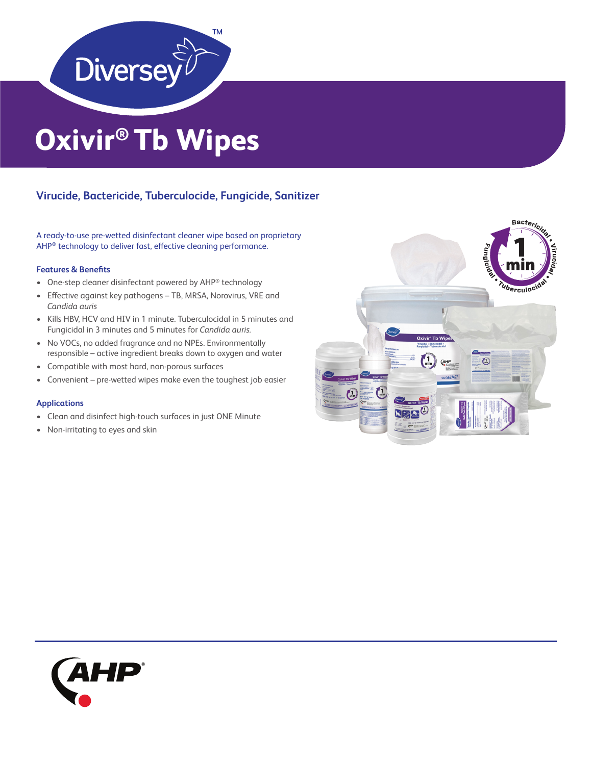# Oxivir® Tb Wipes

## Virucide, Bactericide, Tuberculocide, Fungicide, Sanitizer

A ready-to-use pre-wetted disinfectant cleaner wipe based on proprietary AHP® technology to deliver fast, effective cleaning performance.

### Features & Benefits

- One-step cleaner disinfectant powered by AHP® technology
- Effective against key pathogens – TB, MRSA, Norovirus, VRE and *Candida auris*
- Kills HBV, HCV and HIV in 1 minute. Tuberculocidal in 5 minutes and Fungicidal in 3 minutes and 5 minutes for *Candida auris.*
- No VOCs, no added fragrance and no NPEs. Environmentally responsible – active ingredient breaks down to oxygen and water
- Compatible with most hard, non-porous surfaces
- Convenient – pre-wetted wipes make even the toughest job easier

### Applications

- Clean and disinfect high-touch surfaces in just ONE Minute
- Non-irritating to eyes and skin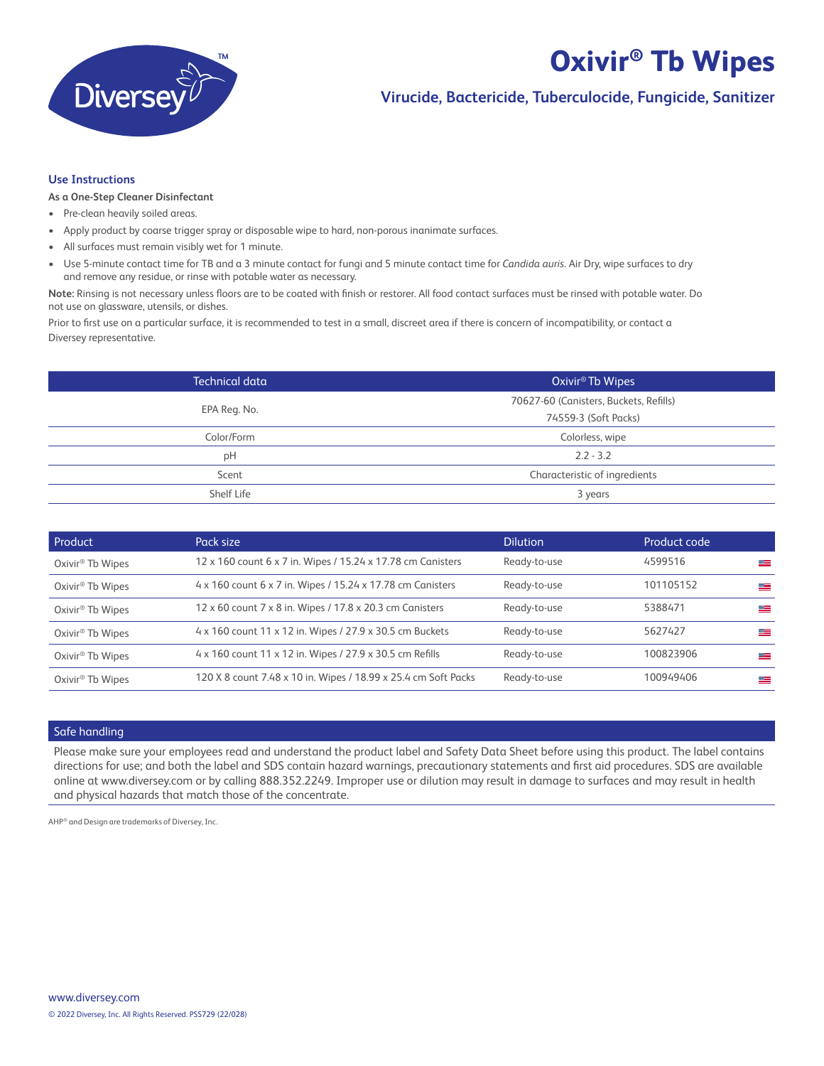# Oxivir® Tb Wipes

## Virucide, Bactericide, Tuberculocide, Fungicide, Sanitizer

### Use Instructions

**As a One-Step Cleaner Disinfectant**

- Pre-clean heavily soiled areas.
- Apply product by coarse trigger spray or disposable wipe to hard, non-porous inanimate surfaces.
- All surfaces must remain visibly wet for 1 minute.
- Use 5-minute contact time for TB and a 3 minute contact for fungi and 5 minute contact time for *Candida auris*. Air Dry, wipe surfaces to dry and remove any residue, or rinse with potable water as necessary.

**Note:** Rinsing is not necessary unless floors are to be coated with finish or restorer. All food contact surfaces must be rinsed with potable water. Do not use on glassware, utensils, or dishes.

Prior to first use on a particular surface, it is recommended to test in a small, discreet area if there is concern of incompatibility, or contact a Diversey representative.

| Technical data | Oxivir® Tb Wipes |
|---|---|
| EPA Reg. No. | 70627-60 (Canisters, Buckets, Refills)<br>74559-3 (Soft Packs) |
| Color/Form | Colorless, wipe |
| pH | 2.2 - 3.2 |
| Scent | Characteristic of ingredients |
| Shelf Life | 3 years |

| Product | Pack size | Dilution | Product code | |
|---|---|---|---|---|
| Oxivir® Tb Wipes | 12 x 160 count 6 x 7 in. Wipes / 15.24 x 17.78 cm Canisters | Ready-to-use | 4599516 | |
| Oxivir® Tb Wipes | 4 x 160 count 6 x 7 in. Wipes / 15.24 x 17.78 cm Canisters | Ready-to-use | 101105152 | |
| Oxivir® Tb Wipes | 12 x 60 count 7 x 8 in. Wipes / 17.8 x 20.3 cm Canisters | Ready-to-use | 5388471 | |
| Oxivir® Tb Wipes | 4 x 160 count 11 x 12 in. Wipes / 27.9 x 30.5 cm Buckets | Ready-to-use | 5627427 | |
| Oxivir® Tb Wipes | 4 x 160 count 11 x 12 in. Wipes / 27.9 x 30.5 cm Refills | Ready-to-use | 100823906 | |
| Oxivir® Tb Wipes | 120 X 8 count 7.48 x 10 in. Wipes / 18.99 x 25.4 cm Soft Packs | Ready-to-use | 100949406 | |

### Safe handling

Please make sure your employees read and understand the product label and Safety Data Sheet before using this product. The label contains directions for use; and both the label and SDS contain hazard warnings, precautionary statements and first aid procedures. SDS are available online at www.diversey.com or by calling 888.352.2249. Improper use or dilution may result in damage to surfaces and may result in health and physical hazards that match those of the concentrate.

AHP® and Design are trademarks of Diversey, Inc.

www.diversey.com

© 2022 Diversey, Inc. All Rights Reserved. PSS729 (22/028)